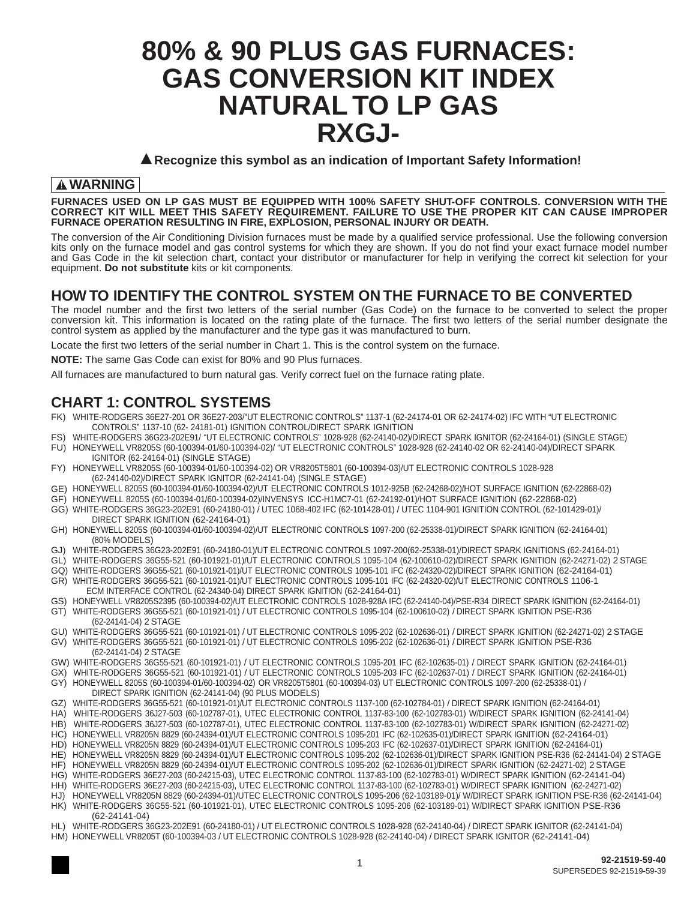# 80% & 90 PLUS GAS FURNACES: GAS CONVERSION KIT INDEX NATURAL TO LP GAS RXGJ-

▲ **Recognize this symbol as an indication of Important Safety Information!**

## ▲ WARNING

**FURNACES USED ON LP GAS MUST BE EQUIPPED WITH 100% SAFETY SHUT-OFF CONTROLS. CONVERSION WITH THE CORRECT KIT WILL MEET THIS SAFETY REQUIREMENT. FAILURE TO USE THE PROPER KIT CAN CAUSE IMPROPER FURNACE OPERATION RESULTING IN FIRE, EXPLOSION, PERSONAL INJURY OR DEATH.**

The conversion of the Air Conditioning Division furnaces must be made by a qualified service professional. Use the following conversion kits only on the furnace model and gas control systems for which they are shown. If you do not find your exact furnace model number and Gas Code in the kit selection chart, contact your distributor or manufacturer for help in verifying the correct kit selection for your equipment. **Do not substitute** kits or kit components.

## HOW TO IDENTIFY THE CONTROL SYSTEM ON THE FURNACE TO BE CONVERTED

The model number and the first two letters of the serial number (Gas Code) on the furnace to be converted to select the proper conversion kit. This information is located on the rating plate of the furnace. The first two letters of the serial number designate the control system as applied by the manufacturer and the type gas it was manufactured to burn.

Locate the first two letters of the serial number in Chart 1. This is the control system on the furnace.

**NOTE:** The same Gas Code can exist for 80% and 90 Plus furnaces.

All furnaces are manufactured to burn natural gas. Verify correct fuel on the furnace rating plate.

## CHART 1: CONTROL SYSTEMS

FK) WHITE-RODGERS 36E27-201 OR 36E27-203/"UT ELECTRONIC CONTROLS" 1137-1 (62-24174-01 OR 62-24174-02) IFC WITH "UT ELECTRONIC CONTROLS" 1137-10 (62- 24181-01) IGNITION CONTROL/DIRECT SPARK IGNITION

FS) WHITE-RODGERS 36G23-202E91/ "UT ELECTRONIC CONTROLS" 1028-928 (62-24140-02)/DIRECT SPARK IGNITOR (62-24164-01) (SINGLE STAGE)

FU) HONEYWELL VR8205S (60-100394-01/60-100394-02)/ "UT ELECTRONIC CONTROLS" 1028-928 (62-24140-02 OR 62-24140-04)/DIRECT SPARK IGNITOR (62-24164-01) (SINGLE STAGE)

FY) HONEYWELL VR8205S (60-100394-01/60-100394-02) OR VR8205T5801 (60-100394-03)/UT ELECTRONIC CONTROLS 1028-928 (62-24140-02)/DIRECT SPARK IGNITOR (62-24141-04) (SINGLE STAGE)

GE) HONEYWELL 8205S (60-100394-01/60-100394-02)/UT ELECTRONIC CONTROLS 1012-925B (62-24268-02)/HOT SURFACE IGNITION (62-22868-02)

GF) HONEYWELL 8205S (60-100394-01/60-100394-02)/INVENSYS ICC-H1MC7-01 (62-24192-01)/HOT SURFACE IGNITION (62-22868-02)

GG) WHITE-RODGERS 36G23-202E91 (60-24180-01) / UTEC 1068-402 IFC (62-101428-01) / UTEC 1104-901 IGNITION CONTROL (62-101429-01)/ DIRECT SPARK IGNITION (62-24164-01)

GH) HONEYWELL 8205S (60-100394-01/60-100394-02)/UT ELECTRONIC CONTROLS 1097-200 (62-25338-01)/DIRECT SPARK IGNITION (62-24164-01) (80% MODELS)

GJ) WHITE-RODGERS 36G23-202E91 (60-24180-01)/UT ELECTRONIC CONTROLS 1097-200(62-25338-01)/DIRECT SPARK IGNITIONS (62-24164-01)

GL) WHITE-RODGERS 36G55-521 (60-101921-01)/UT ELECTRONIC CONTROLS 1095-104 (62-100610-02)/DIRECT SPARK IGNITION (62-24271-02) 2 STAGE

GQ) WHITE-RODGERS 36G55-521 (60-101921-01)/UT ELECTRONIC CONTROLS 1095-101 IFC (62-24320-02)/DIRECT SPARK IGNITION (62-24164-01)

GR) WHITE-RODGERS 36G55-521 (60-101921-01)/UT ELECTRONIC CONTROLS 1095-101 IFC (62-24320-02)/UT ELECTRONIC CONTROLS 1106-1 ECM INTERFACE CONTROL (62-24340-04) DIRECT SPARK IGNITION (62-24164-01)

GS) HONEYWELL VR8205S2395 (60-100394-02)/UT ELECTRONIC CONTROLS 1028-928A IFC (62-24140-04)/PSE-R34 DIRECT SPARK IGNITION (62-24164-01)

GT) WHITE-RODGERS 36G55-521 (60-101921-01) / UT ELECTRONIC CONTROLS 1095-104 (62-100610-02) / DIRECT SPARK IGNITION PSE-R36 (62-24141-04) 2 STAGE

GU) WHITE-RODGERS 36G55-521 (60-101921-01) / UT ELECTRONIC CONTROLS 1095-202 (62-102636-01) / DIRECT SPARK IGNITION (62-24271-02) 2 STAGE

GV) WHITE-RODGERS 36G55-521 (60-101921-01) / UT ELECTRONIC CONTROLS 1095-202 (62-102636-01) / DIRECT SPARK IGNITION PSE-R36 (62-24141-04) 2 STAGE

GW) WHITE-RODGERS 36G55-521 (60-101921-01) / UT ELECTRONIC CONTROLS 1095-201 IFC (62-102635-01) / DIRECT SPARK IGNITION (62-24164-01)

GX) WHITE-RODGERS 36G55-521 (60-101921-01) / UT ELECTRONIC CONTROLS 1095-203 IFC (62-102637-01) / DIRECT SPARK IGNITION (62-24164-01)

GY) HONEYWELL 8205S (60-100394-01/60-100394-02) OR VR8205T5801 (60-100394-03) UT ELECTRONIC CONTROLS 1097-200 (62-25338-01) / DIRECT SPARK IGNITION (62-24141-04) (90 PLUS MODELS)

GZ) WHITE-RODGERS 36G55-521 (60-101921-01)/UT ELECTRONIC CONTROLS 1137-100 (62-102784-01) / DIRECT SPARK IGNITION (62-24164-01)

HA) WHITE-RODGERS 36J27-503 (60-102787-01), UTEC ELECTRONIC CONTROL 1137-83-100 (62-102783-01) W/DIRECT SPARK IGNITION (62-24141-04)

HB) WHITE-RODGERS 36J27-503 (60-102787-01), UTEC ELECTRONIC CONTROL 1137-83-100 (62-102783-01) W/DIRECT SPARK IGNITION (62-24271-02)

HC) HONEYWELL VR8205N 8829 (60-24394-01)/UT ELECTRONIC CONTROLS 1095-201 IFC (62-102635-01)/DIRECT SPARK IGNITION (62-24164-01)

HD) HONEYWELL VR8205N 8829 (60-24394-01)/UT ELECTRONIC CONTROLS 1095-203 IFC (62-102637-01)/DIRECT SPARK IGNITION (62-24164-01)

HE) HONEYWELL VR8205N 8829 (60-24394-01)/UT ELECTRONIC CONTROLS 1095-202 (62-102636-01)/DIRECT SPARK IGNITION PSE-R36 (62-24141-04) 2 STAGE

HF) HONEYWELL VR8205N 8829 (60-24394-01)/UT ELECTRONIC CONTROLS 1095-202 (62-102636-01)/DIRECT SPARK IGNITION (62-24271-02) 2 STAGE

HG) WHITE-RODGERS 36E27-203 (60-24215-03), UTEC ELECTRONIC CONTROL 1137-83-100 (62-102783-01) W/DIRECT SPARK IGNITION (62-24141-04)

HH) WHITE-RODGERS 36E27-203 (60-24215-03), UTEC ELECTRONIC CONTROL 1137-83-100 (62-102783-01) W/DIRECT SPARK IGNITION (62-24271-02)

HJ) HONEYWELL VR8205N 8829 (60-24394-01)/UTEC ELECTRONIC CONTROLS 1095-206 (62-103189-01)/ W/DIRECT SPARK IGNITION PSE-R36 (62-24141-04)

HK) WHITE-RODGERS 36G55-521 (60-101921-01), UTEC ELECTRONIC CONTROLS 1095-206 (62-103189-01) W/DIRECT SPARK IGNITION PSE-R36 (62-24141-04)

HL) WHITE-RODGERS 36G23-202E91 (60-24180-01) / UT ELECTRONIC CONTROLS 1028-928 (62-24140-04) / DIRECT SPARK IGNITOR (62-24141-04)

HM) HONEYWELL VR8205T (60-100394-03 / UT ELECTRONIC CONTROLS 1028-928 (62-24140-04) / DIRECT SPARK IGNITOR (62-24141-04)

92-21519-59-40
SUPERSEDES 92-21519-59-39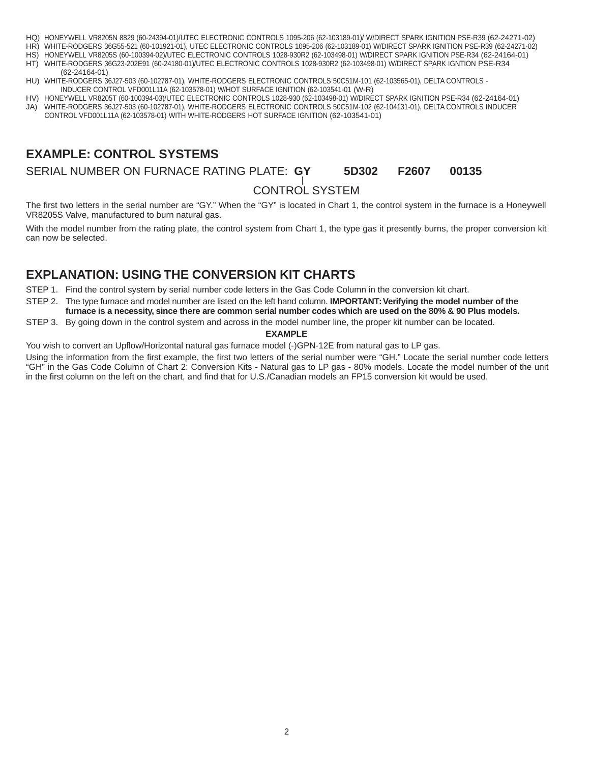HQ) HONEYWELL VR8205N 8829 (60-24394-01)/UTEC ELECTRONIC CONTROLS 1095-206 (62-103189-01)/ W/DIRECT SPARK IGNITION PSE-R39 (62-24271-02)
HR) WHITE-RODGERS 36G55-521 (60-101921-01), UTEC ELECTRONIC CONTROLS 1095-206 (62-103189-01) W/DIRECT SPARK IGNITION PSE-R39 (62-24271-02)
HS) HONEYWELL VR8205S (60-100394-02)/UTEC ELECTRONIC CONTROLS 1028-930R2 (62-103498-01) W/DIRECT SPARK IGNITION PSE-R34 (62-24164-01)
HT) WHITE-RODGERS 36G23-202E91 (60-24180-01)/UTEC ELECTRONIC CONTROLS 1028-930R2 (62-103498-01) W/DIRECT SPARK IGNTION PSE-R34 (62-24164-01)
HU) WHITE-RODGERS 36J27-503 (60-102787-01), WHITE-RODGERS ELECTRONIC CONTROLS 50C51M-101 (62-103565-01), DELTA CONTROLS - INDUCER CONTROL VFD001L11A (62-103578-01) W/HOT SURFACE IGNITION (62-103541-01 (W-R)
HV) HONEYWELL VR8205T (60-100394-03)/UTEC ELECTRONIC CONTROLS 1028-930 (62-103498-01) W/DIRECT SPARK IGNITION PSE-R34 (62-24164-01)
JA) WHITE-RODGERS 36J27-503 (60-102787-01), WHITE-RODGERS ELECTRONIC CONTROLS 50C51M-102 (62-104131-01), DELTA CONTROLS INDUCER CONTROL VFD001L11A (62-103578-01) WITH WHITE-RODGERS HOT SURFACE IGNITION (62-103541-01)

## EXAMPLE: CONTROL SYSTEMS

SERIAL NUMBER ON FURNACE RATING PLATE: **GY 5D302 F2607 00135**

CONTROL SYSTEM

The first two letters in the serial number are “GY.” When the “GY” is located in Chart 1, the control system in the furnace is a Honeywell VR8205S Valve, manufactured to burn natural gas.

With the model number from the rating plate, the control system from Chart 1, the type gas it presently burns, the proper conversion kit can now be selected.

## EXPLANATION: USING THE CONVERSION KIT CHARTS

STEP 1. Find the control system by serial number code letters in the Gas Code Column in the conversion kit chart.

STEP 2. The type furnace and model number are listed on the left hand column. **IMPORTANT: Verifying the model number of the furnace is a necessity, since there are common serial number codes which are used on the 80% & 90 Plus models.**

STEP 3. By going down in the control system and across in the model number line, the proper kit number can be located.

**EXAMPLE**

You wish to convert an Upflow/Horizontal natural gas furnace model (-)GPN-12E from natural gas to LP gas.

Using the information from the first example, the first two letters of the serial number were “GH.” Locate the serial number code letters “GH” in the Gas Code Column of Chart 2: Conversion Kits - Natural gas to LP gas - 80% models. Locate the model number of the unit in the first column on the left on the chart, and find that for U.S./Canadian models an FP15 conversion kit would be used.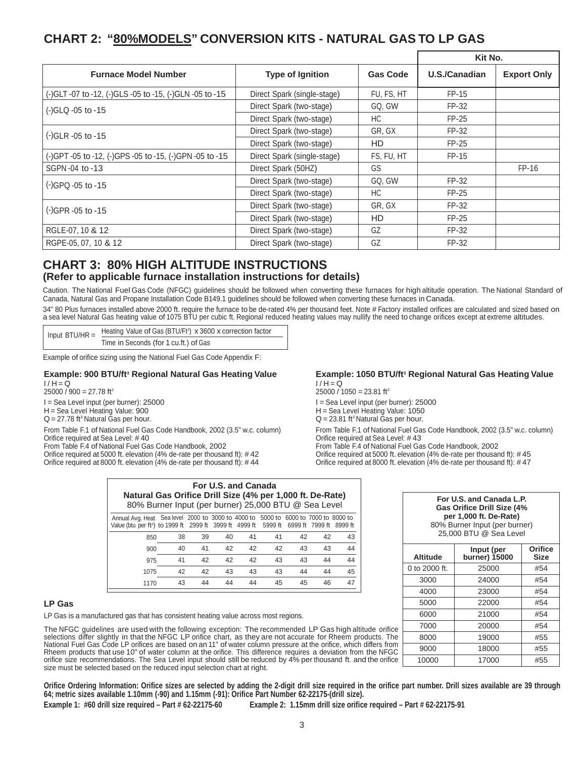## CHART 2: "<u>80%MODELS</u>" CONVERSION KITS - NATURAL GAS TO LP GAS

| Furnace Model Number | Type of Ignition | Gas Code | Kit No. | |
|---|---|---|---|---|
| | | | U.S./Canadian | Export Only |
| (-)GLT -07 to -12, (-)GLS -05 to -15, (-)GLN -05 to -15 | Direct Spark (single-stage) | FU, FS, HT | FP-15 | |
| (-)GLQ -05 to -15 | Direct Spark (two-stage) | GQ, GW | FP-32 | |
| | Direct Spark (two-stage) | HC | FP-25 | |
| (-)GLR -05 to -15 | Direct Spark (two-stage) | GR, GX | FP-32 | |
| | Direct Spark (two-stage) | HD | FP-25 | |
| (-)GPT -05 to -12, (-)GPS -05 to -15, (-)GPN -05 to -15 | Direct Spark (single-stage) | FS, FU, HT | FP-15 | |
| SGPN -04 to -13 | Direct Spark (50HZ) | GS | | FP-16 |
| (-)GPQ -05 to -15 | Direct Spark (two-stage) | GQ, GW | FP-32 | |
| | Direct Spark (two-stage) | HC | FP-25 | |
| (-)GPR -05 to -15 | Direct Spark (two-stage) | GR, GX | FP-32 | |
| | Direct Spark (two-stage) | HD | FP-25 | |
| RGLE-07, 10 & 12 | Direct Spark (two-stage) | GZ | FP-32 | |
| RGPE-05, 07, 10 & 12 | Direct Spark (two-stage) | GZ | FP-32 | |

## CHART 3: 80% HIGH ALTITUDE INSTRUCTIONS
### (Refer to applicable furnace installation instructions for details)

Caution. The National Fuel Gas Code (NFGC) guidelines should be followed when converting these furnaces for high altitude operation. The National Standard of Canada, Natural Gas and Propane Installation Code B149.1 guidelines should be followed when converting these furnaces in Canada.

34" 80 Plus furnaces installed above 2000 ft. require the furnace to be de-rated 4% per thousand feet. Note # Factory installed orifices are calculated and sized based on a sea level Natural Gas heating value of 1075 BTU per cubic ft. Regional reduced heating values may nullify the need to change orifices except at extreme altitudes.

$$\text{Input BTU/HR} = \frac{\text{Heating Value of Gas (BTU/Ft}^3\text{) x 3600 x correction factor}}{\text{Time in Seconds (for 1 cu.ft.) of Gas}}$$

Example of orifice sizing using the National Fuel Gas Code Appendix F:

**Example: 900 BTU/ft³ Regional Natural Gas Heating Value**

I / H = Q
25000 / 900 = 27.78 ft³

I = Sea Level input (per burner): 25000
H = Sea Level Heating Value: 900
Q = 27.78 ft³ Natural Gas per hour.

From Table F.1 of National Fuel Gas Code Handbook, 2002 (3.5" w.c. column)
Orifice required at Sea Level: # 40
From Table F.4 of National Fuel Gas Code Handbook, 2002
Orifice required at 5000 ft. elevation (4% de-rate per thousand ft): # 42
Orifice required at 8000 ft. elevation (4% de-rate per thousand ft): # 44

**Example: 1050 BTU/ft³ Regional Natural Gas Heating Value**

I / H = Q
25000 / 1050 = 23.81 ft³

I = Sea Level input (per burner): 25000
H = Sea Level Heating Value: 1050
Q = 23.81 ft³ Natural Gas per hour.

From Table F.1 of National Fuel Gas Code Handbook, 2002 (3.5" w.c. column)
Orifice required at Sea Level: # 43
From Table F.4 of National Fuel Gas Code Handbook, 2002
Orifice required at 5000 ft. elevation (4% de-rate per thousand ft): # 45
Orifice required at 8000 ft. elevation (4% de-rate per thousand ft): # 47

**For U.S. and Canada**
**Natural Gas Orifice Drill Size (4% per 1,000 ft. De-Rate)**
80% Burner Input (per burner) 25,000 BTU @ Sea Level

| Annual Avg. Heat Value (btu per ft³) | Sea level to 1999 ft | 2000 to 2999 ft | 3000 to 3999 ft | 4000 to 4999 ft | 5000 to 5999 ft | 6000 to 6999 ft | 7000 to 7999 ft | 8000 to 8999 ft |
|---|---|---|---|---|---|---|---|---|
| 850 | 38 | 39 | 40 | 41 | 41 | 42 | 42 | 43 |
| 900 | 40 | 41 | 42 | 42 | 42 | 43 | 43 | 44 |
| 975 | 41 | 42 | 42 | 42 | 43 | 43 | 44 | 44 |
| 1075 | 42 | 42 | 43 | 43 | 43 | 44 | 44 | 45 |
| 1170 | 43 | 44 | 44 | 44 | 45 | 45 | 46 | 47 |

### LP Gas

LP Gas is a manufactured gas that has consistent heating value across most regions.

The NFGC guidelines are used with the following exception: The recommended LP Gas high altitude orifice selections differ slightly in that the NFGC LP orifice chart, as they are not accurate for Rheem products. The National Fuel Gas Code LP orifices are based on an 11" of water column pressure at the orifice, which differs from Rheem products that use 10" of water column at the orifice. This difference requires a deviation from the NFGC orifice size recommendations. The Sea Level input should still be reduced by 4% per thousand ft. and the orifice size must be selected based on the reduced input selection chart at right.

**For U.S. and Canada L.P. Gas Orifice Drill Size (4% per 1,000 ft. De-Rate)**
80% Burner Input (per burner)
25,000 BTU @ Sea Level

| Altitude | Input (per burner) 15000 | Orifice Size |
|---|---|---|
| 0 to 2000 ft. | 25000 | #54 |
| 3000 | 24000 | #54 |
| 4000 | 23000 | #54 |
| 5000 | 22000 | #54 |
| 6000 | 21000 | #54 |
| 7000 | 20000 | #54 |
| 8000 | 19000 | #55 |
| 9000 | 18000 | #55 |
| 10000 | 17000 | #55 |

**Orifice Ordering Information: Orifice sizes are selected by adding the 2-digit drill size required in the orifice part number. Drill sizes available are 39 through 64; metric sizes available 1.10mm (-90) and 1.15mm (-91): Orifice Part Number 62-22175-(drill size).**

**Example 1: #60 drill size required – Part # 62-22175-60**    **Example 2: 1.15mm drill size orifice required – Part # 62-22175-91**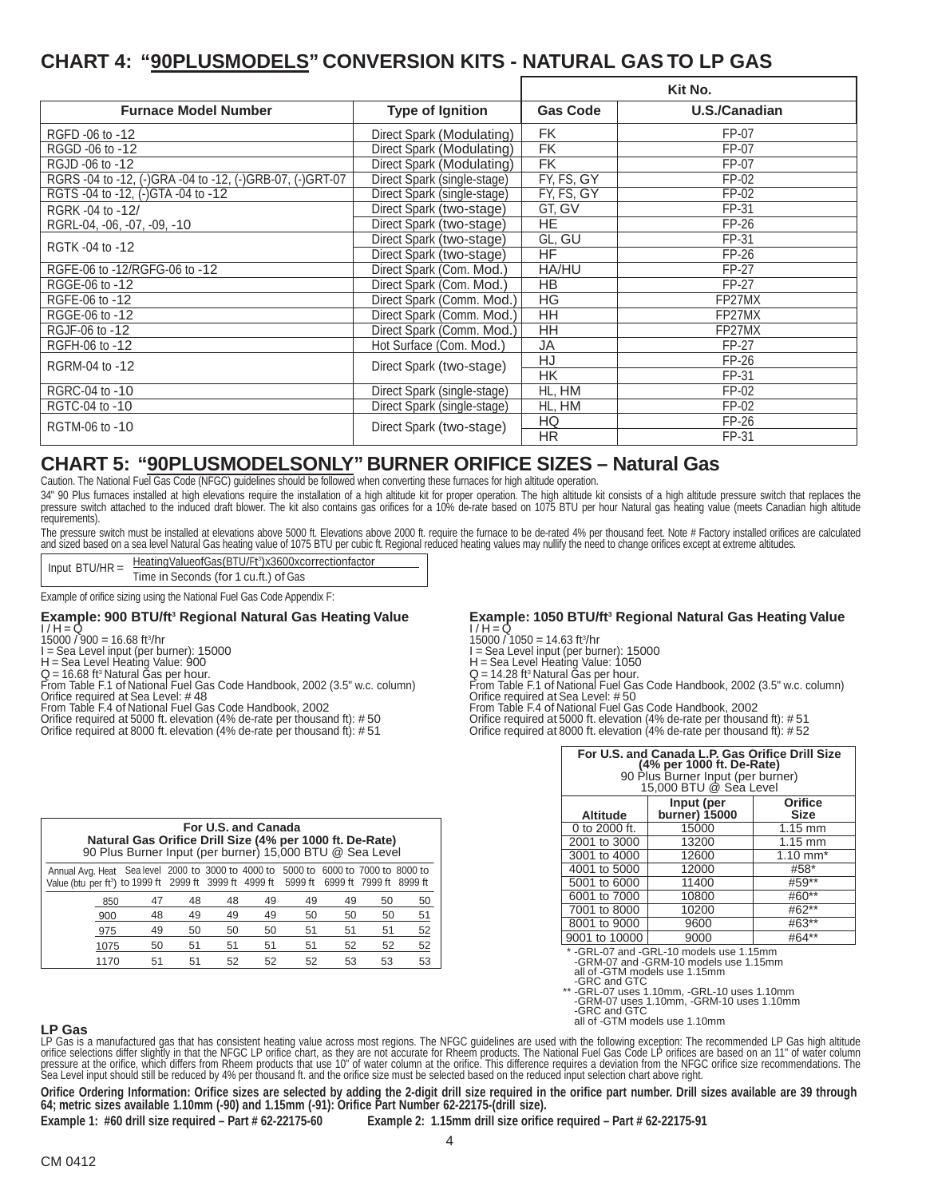## CHART 4: "90PLUSMODELS" CONVERSION KITS - NATURAL GAS TO LP GAS

| Furnace Model Number | Type of Ignition | Kit No. | |
|---|---|---|---|
| | | Gas Code | U.S./Canadian |
| RGFD -06 to -12 | Direct Spark (Modulating) | FK | FP-07 |
| RGGD -06 to -12 | Direct Spark (Modulating) | FK | FP-07 |
| RGJD -06 to -12 | Direct Spark (Modulating) | FK | FP-07 |
| RGRS -04 to -12, (-)GRA -04 to -12, (-)GRB-07, (-)GRT-07 | Direct Spark (single-stage) | FY, FS, GY | FP-02 |
| RGTS -04 to -12, (-)GTA -04 to -12 | Direct Spark (single-stage) | FY, FS, GY | FP-02 |
| RGRK -04 to -12/ RGRL-04, -06, -07, -09, -10 | Direct Spark (two-stage) | GT, GV | FP-31 |
| | Direct Spark (two-stage) | HE | FP-26 |
| RGTK -04 to -12 | Direct Spark (two-stage) | GL, GU | FP-31 |
| | Direct Spark (two-stage) | HF | FP-26 |
| RGFE-06 to -12/RGFG-06 to -12 | Direct Spark (Com. Mod.) | HA/HU | FP-27 |
| RGGE-06 to -12 | Direct Spark (Com. Mod.) | HB | FP-27 |
| RGFE-06 to -12 | Direct Spark (Comm. Mod.) | HG | FP27MX |
| RGGE-06 to -12 | Direct Spark (Comm. Mod.) | HH | FP27MX |
| RGJF-06 to -12 | Direct Spark (Comm. Mod.) | HH | FP27MX |
| RGFH-06 to -12 | Hot Surface (Com. Mod.) | JA | FP-27 |
| RGRM-04 to -12 | Direct Spark (two-stage) | HJ | FP-26 |
| | | HK | FP-31 |
| RGRC-04 to -10 | Direct Spark (single-stage) | HL, HM | FP-02 |
| RGTC-04 to -10 | Direct Spark (single-stage) | HL, HM | FP-02 |
| RGTM-06 to -10 | Direct Spark (two-stage) | HQ | FP-26 |
| | | HR | FP-31 |

## CHART 5: "90PLUSMODELSONLY" BURNER ORIFICE SIZES – Natural Gas

Caution. The National Fuel Gas Code (NFGC) guidelines should be followed when converting these furnaces for high altitude operation.

34" 90 Plus furnaces installed at high elevations require the installation of a high altitude kit for proper operation. The high altitude kit consists of a high altitude pressure switch that replaces the pressure switch attached to the induced draft blower. The kit also contains gas orifices for a 10% de-rate based on 1075 BTU per hour Natural gas heating value (meets Canadian high altitude requirements).

The pressure switch must be installed at elevations above 5000 ft. Elevations above 2000 ft. require the furnace to be de-rated 4% per thousand feet. Note # Factory installed orifices are calculated and sized based on a sea level Natural Gas heating value of 1075 BTU per cubic ft. Regional reduced heating values may nullify the need to change orifices except at extreme altitudes.

$$\text{Input BTU/HR} = \frac{\text{HeatingValueofGas(BTU/Ft}^3\text{)x3600xcorrectionfactor}}{\text{Time in Seconds (for 1 cu.ft.) of Gas}}$$

Example of orifice sizing using the National Fuel Gas Code Appendix F:

### Example: 900 BTU/ft³ Regional Natural Gas Heating Value

I / H = Q
15000 / 900 = 16.68 ft³/hr
I = Sea Level input (per burner): 15000
H = Sea Level Heating Value: 900
Q = 16.68 ft³ Natural Gas per hour.
From Table F.1 of National Fuel Gas Code Handbook, 2002 (3.5" w.c. column)
Orifice required at Sea Level: # 48
From Table F.4 of National Fuel Gas Code Handbook, 2002
Orifice required at 5000 ft. elevation (4% de-rate per thousand ft): # 50
Orifice required at 8000 ft. elevation (4% de-rate per thousand ft): # 51

### Example: 1050 BTU/ft³ Regional Natural Gas Heating Value

I / H = Q
15000 / 1050 = 14.63 ft³/hr
I = Sea Level input (per burner): 15000
H = Sea Level Heating Value: 1050
Q = 14.28 ft³ Natural Gas per hour.
From Table F.1 of National Fuel Gas Code Handbook, 2002 (3.5" w.c. column)
Orifice required at Sea Level: # 50
From Table F.4 of National Fuel Gas Code Handbook, 2002
Orifice required at 5000 ft. elevation (4% de-rate per thousand ft): # 51
Orifice required at 8000 ft. elevation (4% de-rate per thousand ft): # 52

**For U.S. and Canada**
**Natural Gas Orifice Drill Size (4% per 1000 ft. De-Rate)**
90 Plus Burner Input (per burner) 15,000 BTU @ Sea Level

| Annual Avg. Heat Value (btu per ft³) | Sea level to 1999 ft | 2000 to 2999 ft | 3000 to 3999 ft | 4000 to 4999 ft | 5000 to 5999 ft | 6000 to 6999 ft | 7000 to 7999 ft | 8000 to 8999 ft |
|---|---|---|---|---|---|---|---|---|
| 850 | 47 | 48 | 48 | 49 | 49 | 49 | 50 | 50 |
| 900 | 48 | 49 | 49 | 49 | 50 | 50 | 50 | 51 |
| 975 | 49 | 50 | 50 | 50 | 51 | 51 | 51 | 52 |
| 1075 | 50 | 51 | 51 | 51 | 51 | 52 | 52 | 52 |
| 1170 | 51 | 51 | 52 | 52 | 52 | 53 | 53 | 53 |

**For U.S. and Canada L.P. Gas Orifice Drill Size (4% per 1000 ft. De-Rate)**
90 Plus Burner Input (per burner) 15,000 BTU @ Sea Level

| Altitude | Input (per burner) 15000 | Orifice Size |
|---|---|---|
| 0 to 2000 ft. | 15000 | 1.15 mm |
| 2001 to 3000 | 13200 | 1.15 mm |
| 3001 to 4000 | 12600 | 1.10 mm* |
| 4001 to 5000 | 12000 | #58* |
| 5001 to 6000 | 11400 | #59** |
| 6001 to 7000 | 10800 | #60** |
| 7001 to 8000 | 10200 | #62** |
| 8001 to 9000 | 9600 | #63** |
| 9001 to 10000 | 9000 | #64** |

\* -GRL-07 and -GRL-10 models use 1.15mm
-GRM-07 and -GRM-10 models use 1.15mm
all of -GTM models use 1.15mm
-GRC and GTC

\*\* -GRL-07 uses 1.10mm, -GRL-10 uses 1.10mm
-GRM-07 uses 1.10mm, -GRM-10 uses 1.10mm
-GRC and GTC
all of -GTM models use 1.10mm

### LP Gas

LP Gas is a manufactured gas that has consistent heating value across most regions. The NFGC guidelines are used with the following exception: The recommended LP Gas high altitude orifice selections differ slightly in that the NFGC LP orifice chart, as they are not accurate for Rheem products. The National Fuel Gas Code LP orifices are based on an 11" of water column pressure at the orifice, which differs from Rheem products that use 10" of water column at the orifice. This difference requires a deviation from the NFGC orifice size recommendations. The Sea Level input should still be reduced by 4% per thousand ft. and the orifice size must be selected based on the reduced input selection chart above right.

**Orifice Ordering Information: Orifice sizes are selected by adding the 2-digit drill size required in the orifice part number. Drill sizes available are 39 through 64; metric sizes available 1.10mm (-90) and 1.15mm (-91): Orifice Part Number 62-22175-(drill size).**

**Example 1: #60 drill size required – Part # 62-22175-60**
**Example 2: 1.15mm drill size orifice required – Part # 62-22175-91**

CM 0412